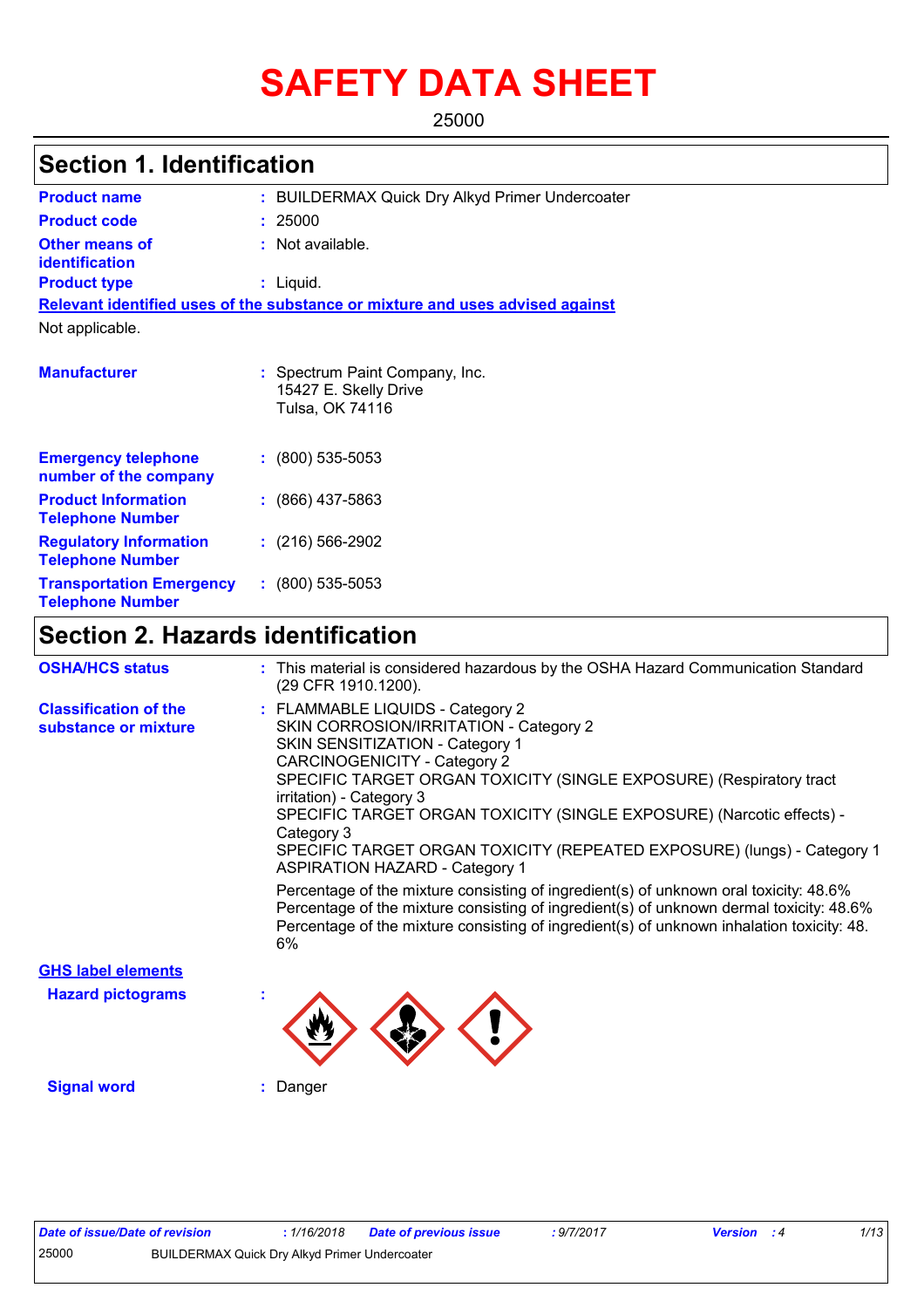# SAFETY DATA SHEET

25000

## Section 1. Identification

| | | |
|---|---|---|
| **Product name** | : | BUILDERMAX Quick Dry Alkyd Primer Undercoater |
| **Product code** | : | 25000 |
| **Other means of identification** | : | Not available. |
| **Product type** | : | Liquid. |

**Relevant identified uses of the substance or mixture and uses advised against**

Not applicable.

| | | |
|---|---|---|
| **Manufacturer** | : | Spectrum Paint Company, Inc.<br>15427 E. Skelly Drive<br>Tulsa, OK 74116 |
| **Emergency telephone number of the company** | : | (800) 535-5053 |
| **Product Information Telephone Number** | : | (866) 437-5863 |
| **Regulatory Information Telephone Number** | : | (216) 566-2902 |
| **Transportation Emergency Telephone Number** | : | (800) 535-5053 |

## Section 2. Hazards identification

**OSHA/HCS status** : This material is considered hazardous by the OSHA Hazard Communication Standard (29 CFR 1910.1200).

**Classification of the substance or mixture** :
FLAMMABLE LIQUIDS - Category 2
SKIN CORROSION/IRRITATION - Category 2
SKIN SENSITIZATION - Category 1
CARCINOGENICITY - Category 2
SPECIFIC TARGET ORGAN TOXICITY (SINGLE EXPOSURE) (Respiratory tract irritation) - Category 3
SPECIFIC TARGET ORGAN TOXICITY (SINGLE EXPOSURE) (Narcotic effects) - Category 3
SPECIFIC TARGET ORGAN TOXICITY (REPEATED EXPOSURE) (lungs) - Category 1
ASPIRATION HAZARD - Category 1

Percentage of the mixture consisting of ingredient(s) of unknown oral toxicity: 48.6%
Percentage of the mixture consisting of ingredient(s) of unknown dermal toxicity: 48.6%
Percentage of the mixture consisting of ingredient(s) of unknown inhalation toxicity: 48.6%

**GHS label elements**

**Hazard pictograms** :

**Signal word** : Danger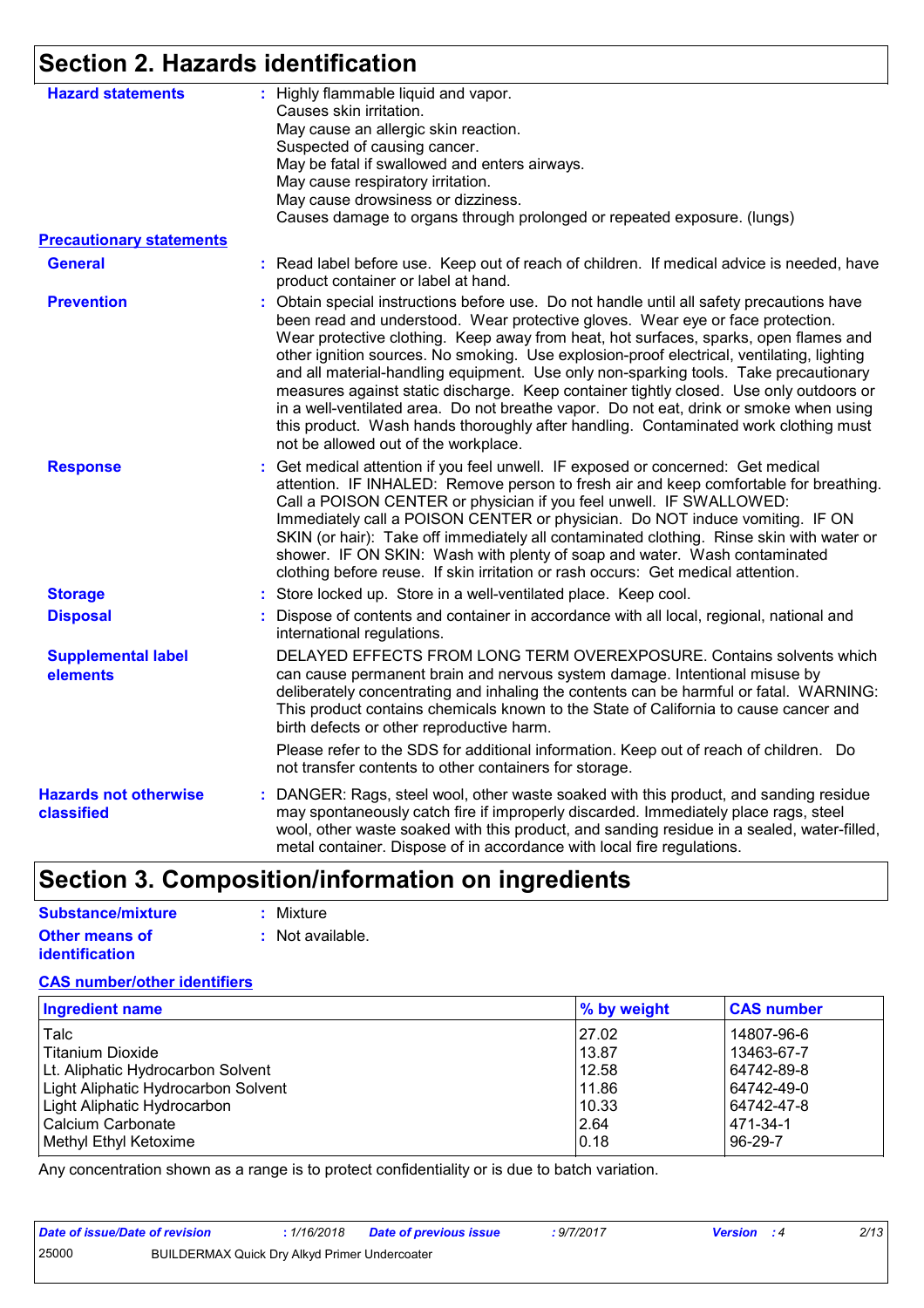## Section 2. Hazards identification

**Hazard statements** : Highly flammable liquid and vapor.
Causes skin irritation.
May cause an allergic skin reaction.
Suspected of causing cancer.
May be fatal if swallowed and enters airways.
May cause respiratory irritation.
May cause drowsiness or dizziness.
Causes damage to organs through prolonged or repeated exposure. (lungs)

**Precautionary statements**

**General** : Read label before use. Keep out of reach of children. If medical advice is needed, have product container or label at hand.

**Prevention** : Obtain special instructions before use. Do not handle until all safety precautions have been read and understood. Wear protective gloves. Wear eye or face protection. Wear protective clothing. Keep away from heat, hot surfaces, sparks, open flames and other ignition sources. No smoking. Use explosion-proof electrical, ventilating, lighting and all material-handling equipment. Use only non-sparking tools. Take precautionary measures against static discharge. Keep container tightly closed. Use only outdoors or in a well-ventilated area. Do not breathe vapor. Do not eat, drink or smoke when using this product. Wash hands thoroughly after handling. Contaminated work clothing must not be allowed out of the workplace.

**Response** : Get medical attention if you feel unwell. IF exposed or concerned: Get medical attention. IF INHALED: Remove person to fresh air and keep comfortable for breathing. Call a POISON CENTER or physician if you feel unwell. IF SWALLOWED: Immediately call a POISON CENTER or physician. Do NOT induce vomiting. IF ON SKIN (or hair): Take off immediately all contaminated clothing. Rinse skin with water or shower. IF ON SKIN: Wash with plenty of soap and water. Wash contaminated clothing before reuse. If skin irritation or rash occurs: Get medical attention.

**Storage** : Store locked up. Store in a well-ventilated place. Keep cool.

**Disposal** : Dispose of contents and container in accordance with all local, regional, national and international regulations.

**Supplemental label elements**

DELAYED EFFECTS FROM LONG TERM OVEREXPOSURE. Contains solvents which can cause permanent brain and nervous system damage. Intentional misuse by deliberately concentrating and inhaling the contents can be harmful or fatal. WARNING: This product contains chemicals known to the State of California to cause cancer and birth defects or other reproductive harm.

Please refer to the SDS for additional information. Keep out of reach of children. Do not transfer contents to other containers for storage.

**Hazards not otherwise classified** : DANGER: Rags, steel wool, other waste soaked with this product, and sanding residue may spontaneously catch fire if improperly discarded. Immediately place rags, steel wool, other waste soaked with this product, and sanding residue in a sealed, water-filled, metal container. Dispose of in accordance with local fire regulations.

## Section 3. Composition/information on ingredients

**Substance/mixture** : Mixture

**Other means of identification** : Not available.

**CAS number/other identifiers**

| Ingredient name | % by weight | CAS number |
|---|---|---|
| Talc | 27.02 | 14807-96-6 |
| Titanium Dioxide | 13.87 | 13463-67-7 |
| Lt. Aliphatic Hydrocarbon Solvent | 12.58 | 64742-89-8 |
| Light Aliphatic Hydrocarbon Solvent | 11.86 | 64742-49-0 |
| Light Aliphatic Hydrocarbon | 10.33 | 64742-47-8 |
| Calcium Carbonate | 2.64 | 471-34-1 |
| Methyl Ethyl Ketoxime | 0.18 | 96-29-7 |

Any concentration shown as a range is to protect confidentiality or is due to batch variation.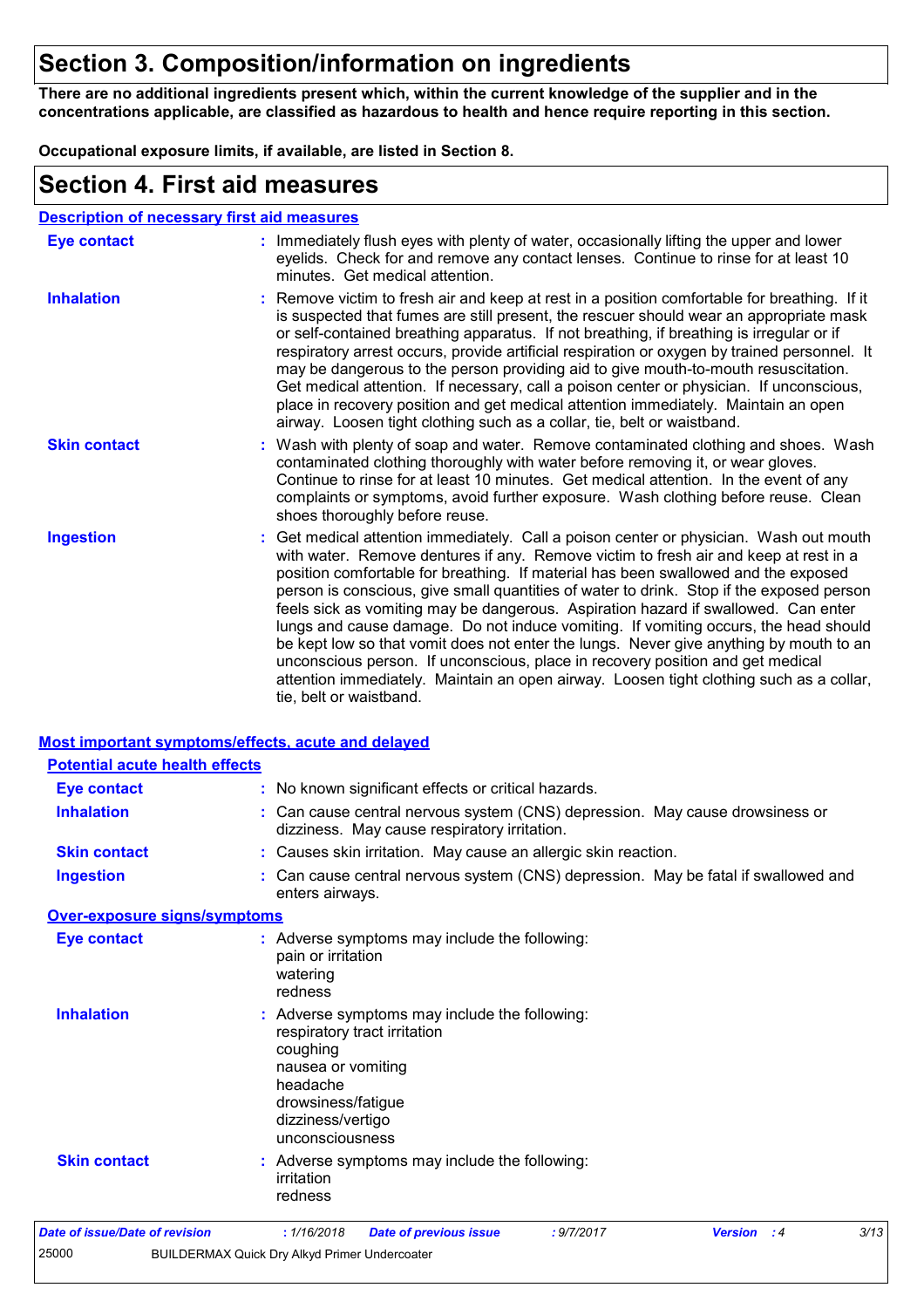# Section 3. Composition/information on ingredients

**There are no additional ingredients present which, within the current knowledge of the supplier and in the concentrations applicable, are classified as hazardous to health and hence require reporting in this section.**

**Occupational exposure limits, if available, are listed in Section 8.**

# Section 4. First aid measures

## Description of necessary first aid measures

| | |
|---|---|
| **Eye contact** | : Immediately flush eyes with plenty of water, occasionally lifting the upper and lower eyelids. Check for and remove any contact lenses. Continue to rinse for at least 10 minutes. Get medical attention. |
| **Inhalation** | : Remove victim to fresh air and keep at rest in a position comfortable for breathing. If it is suspected that fumes are still present, the rescuer should wear an appropriate mask or self-contained breathing apparatus. If not breathing, if breathing is irregular or if respiratory arrest occurs, provide artificial respiration or oxygen by trained personnel. It may be dangerous to the person providing aid to give mouth-to-mouth resuscitation. Get medical attention. If necessary, call a poison center or physician. If unconscious, place in recovery position and get medical attention immediately. Maintain an open airway. Loosen tight clothing such as a collar, tie, belt or waistband. |
| **Skin contact** | : Wash with plenty of soap and water. Remove contaminated clothing and shoes. Wash contaminated clothing thoroughly with water before removing it, or wear gloves. Continue to rinse for at least 10 minutes. Get medical attention. In the event of any complaints or symptoms, avoid further exposure. Wash clothing before reuse. Clean shoes thoroughly before reuse. |
| **Ingestion** | : Get medical attention immediately. Call a poison center or physician. Wash out mouth with water. Remove dentures if any. Remove victim to fresh air and keep at rest in a position comfortable for breathing. If material has been swallowed and the exposed person is conscious, give small quantities of water to drink. Stop if the exposed person feels sick as vomiting may be dangerous. Aspiration hazard if swallowed. Can enter lungs and cause damage. Do not induce vomiting. If vomiting occurs, the head should be kept low so that vomit does not enter the lungs. Never give anything by mouth to an unconscious person. If unconscious, place in recovery position and get medical attention immediately. Maintain an open airway. Loosen tight clothing such as a collar, tie, belt or waistband. |

## Most important symptoms/effects, acute and delayed

### Potential acute health effects

| | |
|---|---|
| **Eye contact** | : No known significant effects or critical hazards. |
| **Inhalation** | : Can cause central nervous system (CNS) depression. May cause drowsiness or dizziness. May cause respiratory irritation. |
| **Skin contact** | : Causes skin irritation. May cause an allergic skin reaction. |
| **Ingestion** | : Can cause central nervous system (CNS) depression. May be fatal if swallowed and enters airways. |

### Over-exposure signs/symptoms

| | |
|---|---|
| **Eye contact** | : Adverse symptoms may include the following:<br>pain or irritation<br>watering<br>redness |
| **Inhalation** | : Adverse symptoms may include the following:<br>respiratory tract irritation<br>coughing<br>nausea or vomiting<br>headache<br>drowsiness/fatigue<br>dizziness/vertigo<br>unconsciousness |
| **Skin contact** | : Adverse symptoms may include the following:<br>irritation<br>redness |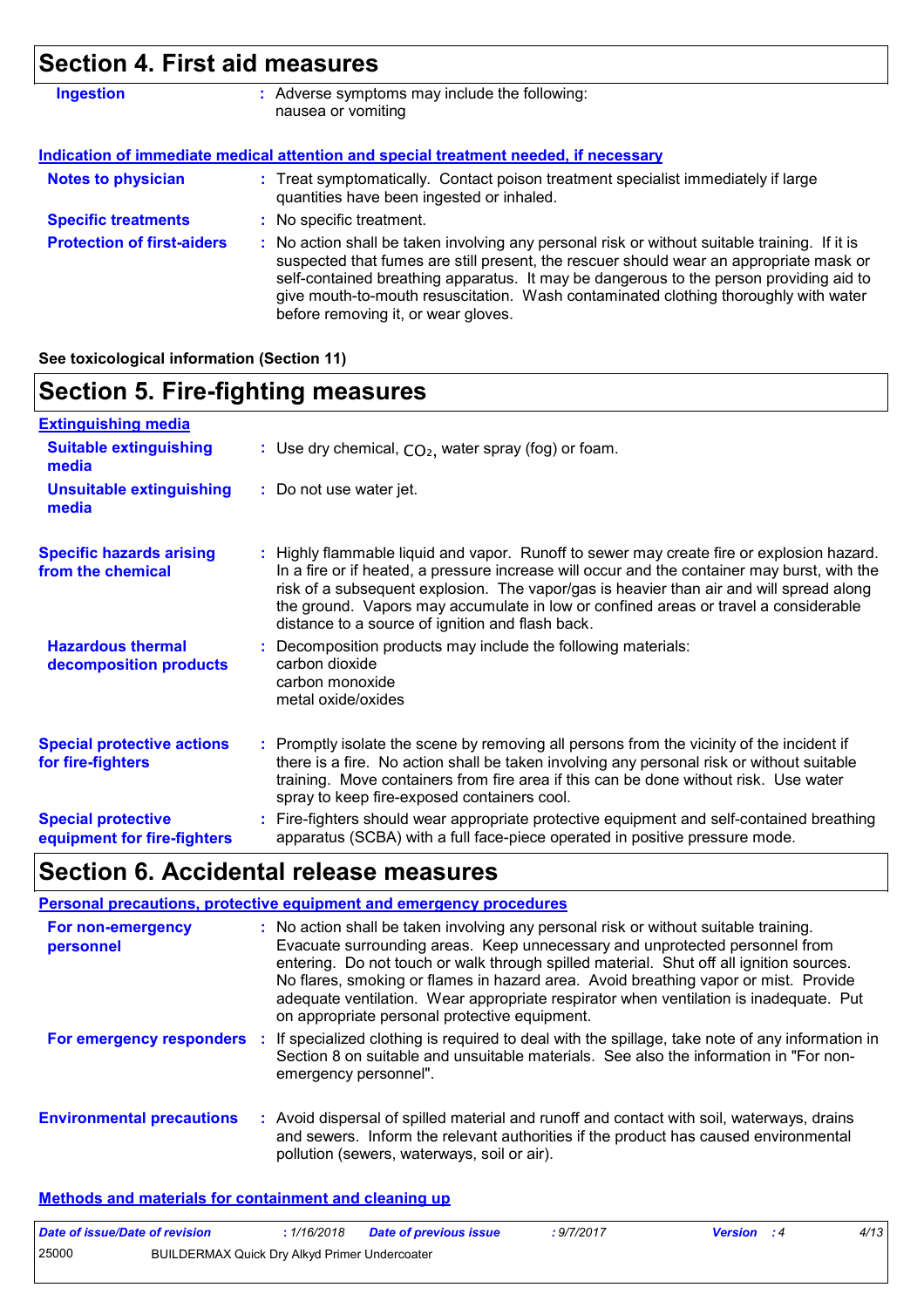## Section 4. First aid measures

**Ingestion** : Adverse symptoms may include the following:
nausea or vomiting

**Indication of immediate medical attention and special treatment needed, if necessary**

**Notes to physician** : Treat symptomatically. Contact poison treatment specialist immediately if large quantities have been ingested or inhaled.

**Specific treatments** : No specific treatment.

**Protection of first-aiders** : No action shall be taken involving any personal risk or without suitable training. If it is suspected that fumes are still present, the rescuer should wear an appropriate mask or self-contained breathing apparatus. It may be dangerous to the person providing aid to give mouth-to-mouth resuscitation. Wash contaminated clothing thoroughly with water before removing it, or wear gloves.

**See toxicological information (Section 11)**

## Section 5. Fire-fighting measures

**Extinguishing media**

**Suitable extinguishing media** : Use dry chemical, $CO_2$, water spray (fog) or foam.

**Unsuitable extinguishing media** : Do not use water jet.

**Specific hazards arising from the chemical** : Highly flammable liquid and vapor. Runoff to sewer may create fire or explosion hazard. In a fire or if heated, a pressure increase will occur and the container may burst, with the risk of a subsequent explosion. The vapor/gas is heavier than air and will spread along the ground. Vapors may accumulate in low or confined areas or travel a considerable distance to a source of ignition and flash back.

**Hazardous thermal decomposition products** : Decomposition products may include the following materials:
carbon dioxide
carbon monoxide
metal oxide/oxides

**Special protective actions for fire-fighters** : Promptly isolate the scene by removing all persons from the vicinity of the incident if there is a fire. No action shall be taken involving any personal risk or without suitable training. Move containers from fire area if this can be done without risk. Use water spray to keep fire-exposed containers cool.

**Special protective equipment for fire-fighters** : Fire-fighters should wear appropriate protective equipment and self-contained breathing apparatus (SCBA) with a full face-piece operated in positive pressure mode.

## Section 6. Accidental release measures

**Personal precautions, protective equipment and emergency procedures**

**For non-emergency personnel** : No action shall be taken involving any personal risk or without suitable training. Evacuate surrounding areas. Keep unnecessary and unprotected personnel from entering. Do not touch or walk through spilled material. Shut off all ignition sources. No flares, smoking or flames in hazard area. Avoid breathing vapor or mist. Provide adequate ventilation. Wear appropriate respirator when ventilation is inadequate. Put on appropriate personal protective equipment.

**For emergency responders** : If specialized clothing is required to deal with the spillage, take note of any information in Section 8 on suitable and unsuitable materials. See also the information in "For non-emergency personnel".

**Environmental precautions** : Avoid dispersal of spilled material and runoff and contact with soil, waterways, drains and sewers. Inform the relevant authorities if the product has caused environmental pollution (sewers, waterways, soil or air).

**Methods and materials for containment and cleaning up**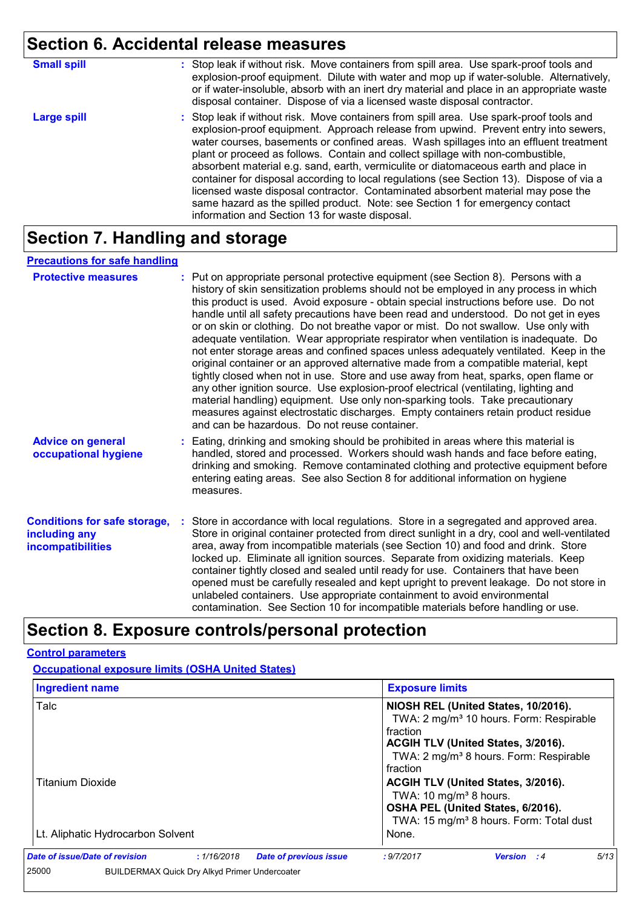## Section 6. Accidental release measures

| | |
|---|---|
| **Small spill** | Stop leak if without risk. Move containers from spill area. Use spark-proof tools and explosion-proof equipment. Dilute with water and mop up if water-soluble. Alternatively, or if water-insoluble, absorb with an inert dry material and place in an appropriate waste disposal container. Dispose of via a licensed waste disposal contractor. |
| **Large spill** | Stop leak if without risk. Move containers from spill area. Use spark-proof tools and explosion-proof equipment. Approach release from upwind. Prevent entry into sewers, water courses, basements or confined areas. Wash spillages into an effluent treatment plant or proceed as follows. Contain and collect spillage with non-combustible, absorbent material e.g. sand, earth, vermiculite or diatomaceous earth and place in container for disposal according to local regulations (see Section 13). Dispose of via a licensed waste disposal contractor. Contaminated absorbent material may pose the same hazard as the spilled product. Note: see Section 1 for emergency contact information and Section 13 for waste disposal. |

## Section 7. Handling and storage

### Precautions for safe handling

| | |
|---|---|
| **Protective measures** | Put on appropriate personal protective equipment (see Section 8). Persons with a history of skin sensitization problems should not be employed in any process in which this product is used. Avoid exposure - obtain special instructions before use. Do not handle until all safety precautions have been read and understood. Do not get in eyes or on skin or clothing. Do not breathe vapor or mist. Do not swallow. Use only with adequate ventilation. Wear appropriate respirator when ventilation is inadequate. Do not enter storage areas and confined spaces unless adequately ventilated. Keep in the original container or an approved alternative made from a compatible material, kept tightly closed when not in use. Store and use away from heat, sparks, open flame or any other ignition source. Use explosion-proof electrical (ventilating, lighting and material handling) equipment. Use only non-sparking tools. Take precautionary measures against electrostatic discharges. Empty containers retain product residue and can be hazardous. Do not reuse container. |
| **Advice on general occupational hygiene** | Eating, drinking and smoking should be prohibited in areas where this material is handled, stored and processed. Workers should wash hands and face before eating, drinking and smoking. Remove contaminated clothing and protective equipment before entering eating areas. See also Section 8 for additional information on hygiene measures. |
| **Conditions for safe storage, including any incompatibilities** | Store in accordance with local regulations. Store in a segregated and approved area. Store in original container protected from direct sunlight in a dry, cool and well-ventilated area, away from incompatible materials (see Section 10) and food and drink. Store locked up. Eliminate all ignition sources. Separate from oxidizing materials. Keep container tightly closed and sealed until ready for use. Containers that have been opened must be carefully resealed and kept upright to prevent leakage. Do not store in unlabeled containers. Use appropriate containment to avoid environmental contamination. See Section 10 for incompatible materials before handling or use. |

## Section 8. Exposure controls/personal protection

### Control parameters

#### Occupational exposure limits (OSHA United States)

| Ingredient name | Exposure limits |
|---|---|
| Talc | **NIOSH REL (United States, 10/2016).**<br>TWA: 2 mg/m³ 10 hours. Form: Respirable fraction<br>**ACGIH TLV (United States, 3/2016).**<br>TWA: 2 mg/m³ 8 hours. Form: Respirable fraction |
| Titanium Dioxide | **ACGIH TLV (United States, 3/2016).**<br>TWA: 10 mg/m³ 8 hours.<br>**OSHA PEL (United States, 6/2016).**<br>TWA: 15 mg/m³ 8 hours. Form: Total dust |
| Lt. Aliphatic Hydrocarbon Solvent | None. |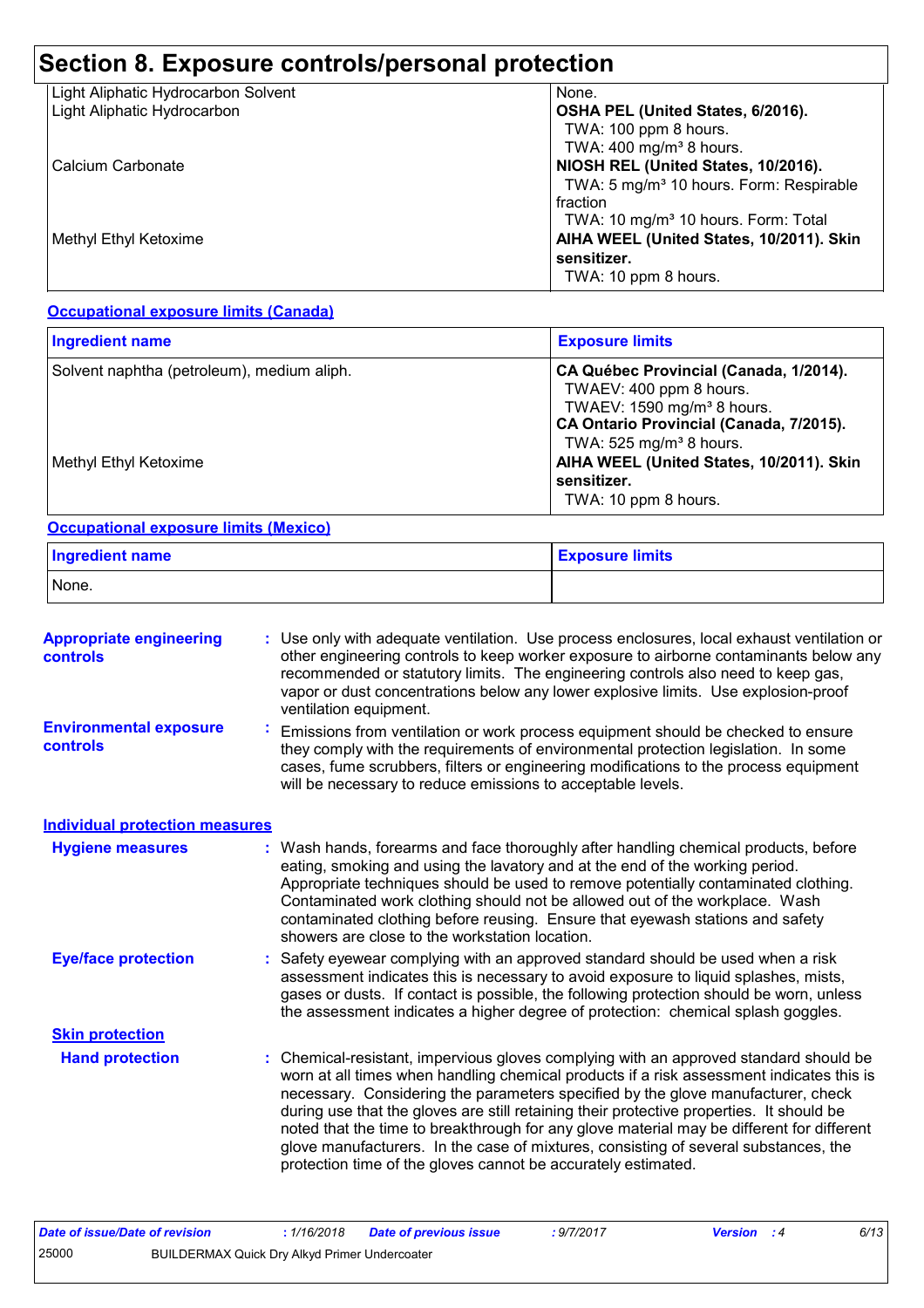# Section 8. Exposure controls/personal protection

| | |
|---|---|
| Light Aliphatic Hydrocarbon Solvent | None. |
| Light Aliphatic Hydrocarbon | **OSHA PEL (United States, 6/2016).**<br>TWA: 100 ppm 8 hours.<br>TWA: 400 mg/m³ 8 hours. |
| Calcium Carbonate | **NIOSH REL (United States, 10/2016).**<br>TWA: 5 mg/m³ 10 hours. Form: Respirable fraction<br>TWA: 10 mg/m³ 10 hours. Form: Total |
| Methyl Ethyl Ketoxime | **AIHA WEEL (United States, 10/2011). Skin sensitizer.**<br>TWA: 10 ppm 8 hours. |

**Occupational exposure limits (Canada)**

| Ingredient name | Exposure limits |
|---|---|
| Solvent naphtha (petroleum), medium aliph. | **CA Québec Provincial (Canada, 1/2014).**<br>TWAEV: 400 ppm 8 hours.<br>TWAEV: 1590 mg/m³ 8 hours.<br>**CA Ontario Provincial (Canada, 7/2015).**<br>TWA: 525 mg/m³ 8 hours. |
| Methyl Ethyl Ketoxime | **AIHA WEEL (United States, 10/2011). Skin sensitizer.**<br>TWA: 10 ppm 8 hours. |

**Occupational exposure limits (Mexico)**

| Ingredient name | Exposure limits |
|---|---|
| None. | |

**Appropriate engineering controls** : Use only with adequate ventilation. Use process enclosures, local exhaust ventilation or other engineering controls to keep worker exposure to airborne contaminants below any recommended or statutory limits. The engineering controls also need to keep gas, vapor or dust concentrations below any lower explosive limits. Use explosion-proof ventilation equipment.

**Environmental exposure controls** : Emissions from ventilation or work process equipment should be checked to ensure they comply with the requirements of environmental protection legislation. In some cases, fume scrubbers, filters or engineering modifications to the process equipment will be necessary to reduce emissions to acceptable levels.

## Individual protection measures

**Hygiene measures** : Wash hands, forearms and face thoroughly after handling chemical products, before eating, smoking and using the lavatory and at the end of the working period. Appropriate techniques should be used to remove potentially contaminated clothing. Contaminated work clothing should not be allowed out of the workplace. Wash contaminated clothing before reusing. Ensure that eyewash stations and safety showers are close to the workstation location.

**Eye/face protection** : Safety eyewear complying with an approved standard should be used when a risk assessment indicates this is necessary to avoid exposure to liquid splashes, mists, gases or dusts. If contact is possible, the following protection should be worn, unless the assessment indicates a higher degree of protection: chemical splash goggles.

### Skin protection

**Hand protection** : Chemical-resistant, impervious gloves complying with an approved standard should be worn at all times when handling chemical products if a risk assessment indicates this is necessary. Considering the parameters specified by the glove manufacturer, check during use that the gloves are still retaining their protective properties. It should be noted that the time to breakthrough for any glove material may be different for different glove manufacturers. In the case of mixtures, consisting of several substances, the protection time of the gloves cannot be accurately estimated.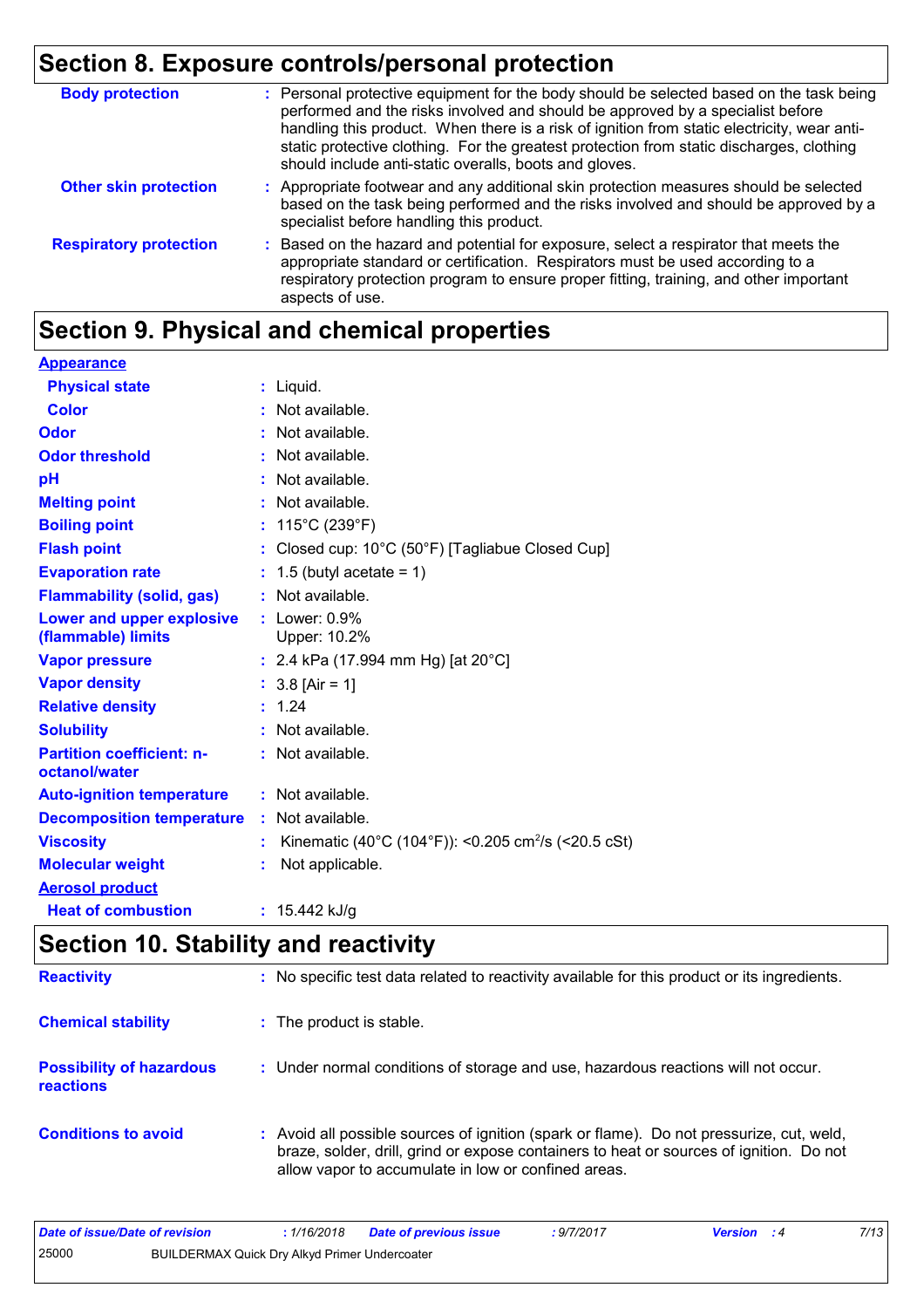## Section 8. Exposure controls/personal protection

| | |
|---|---|
| **Body protection** | : Personal protective equipment for the body should be selected based on the task being performed and the risks involved and should be approved by a specialist before handling this product. When there is a risk of ignition from static electricity, wear anti-static protective clothing. For the greatest protection from static discharges, clothing should include anti-static overalls, boots and gloves. |
| **Other skin protection** | : Appropriate footwear and any additional skin protection measures should be selected based on the task being performed and the risks involved and should be approved by a specialist before handling this product. |
| **Respiratory protection** | : Based on the hazard and potential for exposure, select a respirator that meets the appropriate standard or certification. Respirators must be used according to a respiratory protection program to ensure proper fitting, training, and other important aspects of use. |

## Section 9. Physical and chemical properties

| | |
|---|---|
| **Appearance** | |
| **Physical state** | : Liquid. |
| **Color** | : Not available. |
| **Odor** | : Not available. |
| **Odor threshold** | : Not available. |
| **pH** | : Not available. |
| **Melting point** | : Not available. |
| **Boiling point** | : 115°C (239°F) |
| **Flash point** | : Closed cup: 10°C (50°F) [Tagliabue Closed Cup] |
| **Evaporation rate** | : 1.5 (butyl acetate = 1) |
| **Flammability (solid, gas)** | : Not available. |
| **Lower and upper explosive (flammable) limits** | : Lower: 0.9%<br>Upper: 10.2% |
| **Vapor pressure** | : 2.4 kPa (17.994 mm Hg) [at 20°C] |
| **Vapor density** | : 3.8 [Air = 1] |
| **Relative density** | : 1.24 |
| **Solubility** | : Not available. |
| **Partition coefficient: n-octanol/water** | : Not available. |
| **Auto-ignition temperature** | : Not available. |
| **Decomposition temperature** | : Not available. |
| **Viscosity** | : Kinematic (40°C (104°F)): <0.205 $cm^2/s$ (<20.5 cSt) |
| **Molecular weight** | : Not applicable. |
| **Aerosol product** | |
| **Heat of combustion** | : 15.442 kJ/g |

## Section 10. Stability and reactivity

| | |
|---|---|
| **Reactivity** | : No specific test data related to reactivity available for this product or its ingredients. |
| **Chemical stability** | : The product is stable. |
| **Possibility of hazardous reactions** | : Under normal conditions of storage and use, hazardous reactions will not occur. |
| **Conditions to avoid** | : Avoid all possible sources of ignition (spark or flame). Do not pressurize, cut, weld, braze, solder, drill, grind or expose containers to heat or sources of ignition. Do not allow vapor to accumulate in low or confined areas. |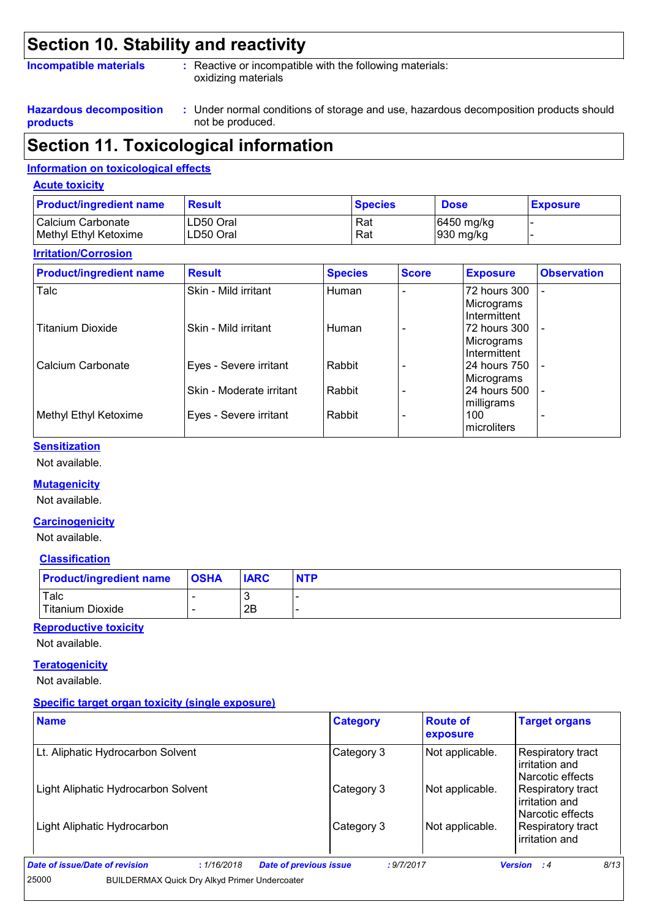## Section 10. Stability and reactivity

**Incompatible materials** : Reactive or incompatible with the following materials: oxidizing materials

**Hazardous decomposition products** : Under normal conditions of storage and use, hazardous decomposition products should not be produced.

## Section 11. Toxicological information

### Information on toxicological effects

#### Acute toxicity

| Product/ingredient name | Result | Species | Dose | Exposure |
|---|---|---|---|---|
| Calcium Carbonate | LD50 Oral | Rat | 6450 mg/kg | - |
| Methyl Ethyl Ketoxime | LD50 Oral | Rat | 930 mg/kg | - |

#### Irritation/Corrosion

| Product/ingredient name | Result | Species | Score | Exposure | Observation |
|---|---|---|---|---|---|
| Talc | Skin - Mild irritant | Human | - | 72 hours 300 Micrograms Intermittent | - |
| Titanium Dioxide | Skin - Mild irritant | Human | - | 72 hours 300 Micrograms Intermittent | - |
| Calcium Carbonate | Eyes - Severe irritant | Rabbit | - | 24 hours 750 Micrograms | - |
| | Skin - Moderate irritant | Rabbit | - | 24 hours 500 milligrams | - |
| Methyl Ethyl Ketoxime | Eyes - Severe irritant | Rabbit | - | 100 microliters | - |

#### Sensitization

Not available.

#### Mutagenicity

Not available.

#### Carcinogenicity

Not available.

#### Classification

| Product/ingredient name | OSHA | IARC | NTP |
|---|---|---|---|
| Talc | - | 3 | - |
| Titanium Dioxide | - | 2B | - |

#### Reproductive toxicity

Not available.

#### Teratogenicity

Not available.

#### Specific target organ toxicity (single exposure)

| Name | Category | Route of exposure | Target organs |
|---|---|---|---|
| Lt. Aliphatic Hydrocarbon Solvent | Category 3 | Not applicable. | Respiratory tract irritation and Narcotic effects |
| Light Aliphatic Hydrocarbon Solvent | Category 3 | Not applicable. | Respiratory tract irritation and Narcotic effects |
| Light Aliphatic Hydrocarbon | Category 3 | Not applicable. | Respiratory tract irritation and |

*Date of issue/Date of revision* : 1/16/2018 *Date of previous issue* : 9/7/2017 *Version* : 4

25000 BUILDERMAX Quick Dry Alkyd Primer Undercoater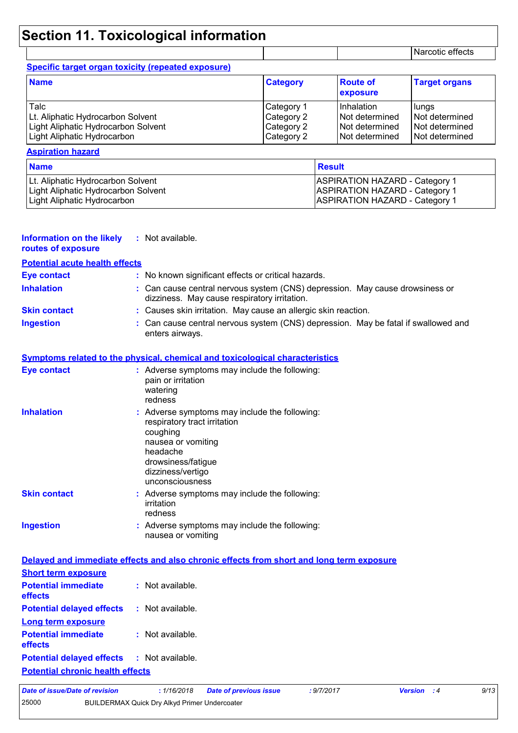# Section 11. Toxicological information

| | | | |
|---|---|---|---|
| | | | Narcotic effects |

**Specific target organ toxicity (repeated exposure)**

| Name | Category | Route of exposure | Target organs |
|---|---|---|---|
| Talc | Category 1 | Inhalation | lungs |
| Lt. Aliphatic Hydrocarbon Solvent | Category 2 | Not determined | Not determined |
| Light Aliphatic Hydrocarbon Solvent | Category 2 | Not determined | Not determined |
| Light Aliphatic Hydrocarbon | Category 2 | Not determined | Not determined |

**Aspiration hazard**

| Name | Result |
|---|---|
| Lt. Aliphatic Hydrocarbon Solvent | ASPIRATION HAZARD - Category 1 |
| Light Aliphatic Hydrocarbon Solvent | ASPIRATION HAZARD - Category 1 |
| Light Aliphatic Hydrocarbon | ASPIRATION HAZARD - Category 1 |

**Information on the likely routes of exposure** : Not available.

**Potential acute health effects**

**Eye contact** : No known significant effects or critical hazards.

**Inhalation** : Can cause central nervous system (CNS) depression. May cause drowsiness or dizziness. May cause respiratory irritation.

**Skin contact** : Causes skin irritation. May cause an allergic skin reaction.

**Ingestion** : Can cause central nervous system (CNS) depression. May be fatal if swallowed and enters airways.

**Symptoms related to the physical, chemical and toxicological characteristics**

**Eye contact** : Adverse symptoms may include the following:
pain or irritation
watering
redness

**Inhalation** : Adverse symptoms may include the following:
respiratory tract irritation
coughing
nausea or vomiting
headache
drowsiness/fatigue
dizziness/vertigo
unconsciousness

**Skin contact** : Adverse symptoms may include the following:
irritation
redness

**Ingestion** : Adverse symptoms may include the following:
nausea or vomiting

**Delayed and immediate effects and also chronic effects from short and long term exposure**

**Short term exposure**

**Potential immediate effects** : Not available.

**Potential delayed effects** : Not available.

**Long term exposure**

**Potential immediate effects** : Not available.

**Potential delayed effects** : Not available.

**Potential chronic health effects**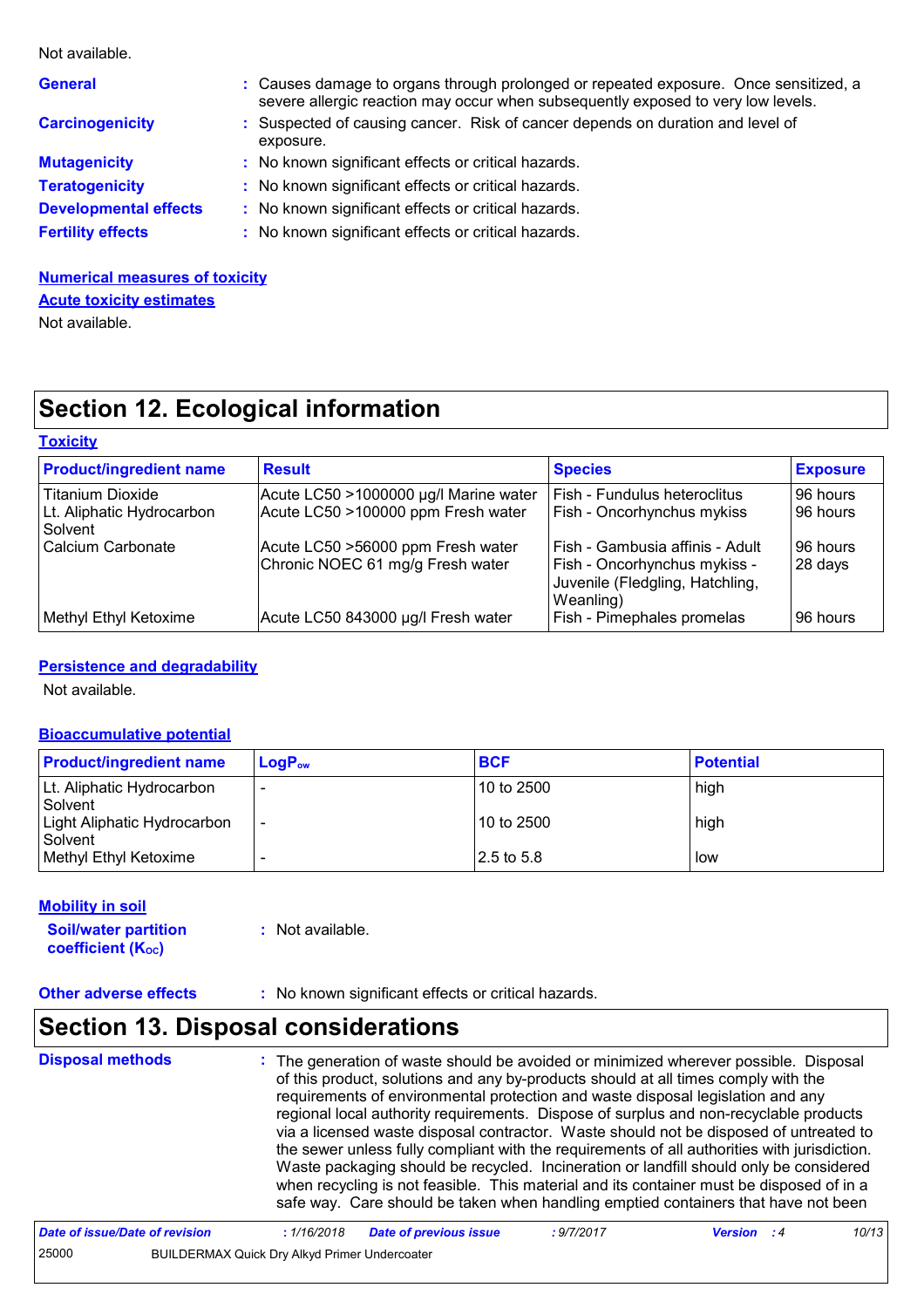Not available.

**General** : Causes damage to organs through prolonged or repeated exposure. Once sensitized, a severe allergic reaction may occur when subsequently exposed to very low levels.

**Carcinogenicity** : Suspected of causing cancer. Risk of cancer depends on duration and level of exposure.

**Mutagenicity** : No known significant effects or critical hazards.

**Teratogenicity** : No known significant effects or critical hazards.

**Developmental effects** : No known significant effects or critical hazards.

**Fertility effects** : No known significant effects or critical hazards.

**Numerical measures of toxicity**

**Acute toxicity estimates**

Not available.

## Section 12. Ecological information

**Toxicity**

| Product/ingredient name | Result | Species | Exposure |
|---|---|---|---|
| Titanium Dioxide | Acute LC50 >1000000 µg/l Marine water | Fish - Fundulus heteroclitus | 96 hours |
| Lt. Aliphatic Hydrocarbon Solvent | Acute LC50 >100000 ppm Fresh water | Fish - Oncorhynchus mykiss | 96 hours |
| Calcium Carbonate | Acute LC50 >56000 ppm Fresh water | Fish - Gambusia affinis - Adult | 96 hours |
| | Chronic NOEC 61 mg/g Fresh water | Fish - Oncorhynchus mykiss - Juvenile (Fledgling, Hatchling, Weanling) | 28 days |
| Methyl Ethyl Ketoxime | Acute LC50 843000 µg/l Fresh water | Fish - Pimephales promelas | 96 hours |

**Persistence and degradability**

Not available.

**Bioaccumulative potential**

| Product/ingredient name | $LogP_{ow}$ | BCF | Potential |
|---|---|---|---|
| Lt. Aliphatic Hydrocarbon Solvent | - | 10 to 2500 | high |
| Light Aliphatic Hydrocarbon Solvent | - | 10 to 2500 | high |
| Methyl Ethyl Ketoxime | - | 2.5 to 5.8 | low |

**Mobility in soil**

**Soil/water partition coefficient ($K_{OC}$)** : Not available.

**Other adverse effects** : No known significant effects or critical hazards.

## Section 13. Disposal considerations

**Disposal methods** : The generation of waste should be avoided or minimized wherever possible. Disposal of this product, solutions and any by-products should at all times comply with the requirements of environmental protection and waste disposal legislation and any regional local authority requirements. Dispose of surplus and non-recyclable products via a licensed waste disposal contractor. Waste should not be disposed of untreated to the sewer unless fully compliant with the requirements of all authorities with jurisdiction. Waste packaging should be recycled. Incineration or landfill should only be considered when recycling is not feasible. This material and its container must be disposed of in a safe way. Care should be taken when handling emptied containers that have not been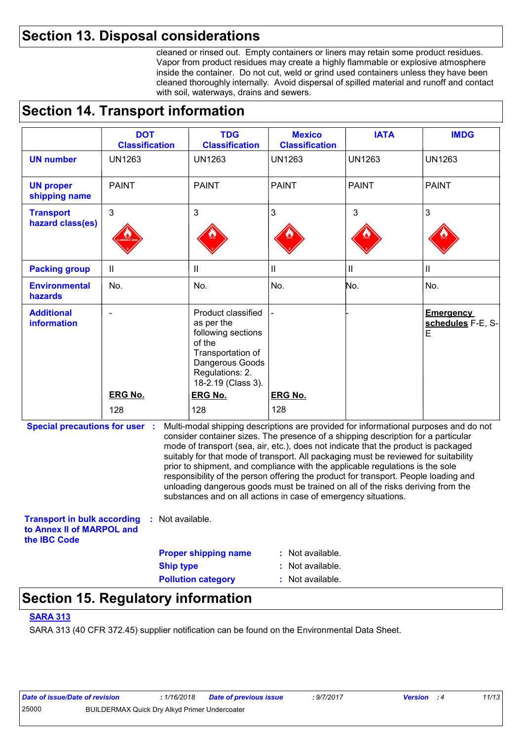## Section 13. Disposal considerations

cleaned or rinsed out. Empty containers or liners may retain some product residues. Vapor from product residues may create a highly flammable or explosive atmosphere inside the container. Do not cut, weld or grind used containers unless they have been cleaned thoroughly internally. Avoid dispersal of spilled material and runoff and contact with soil, waterways, drains and sewers.

## Section 14. Transport information

| | DOT Classification | TDG Classification | Mexico Classification | IATA | IMDG |
|---|---|---|---|---|---|
| **UN number** | UN1263 | UN1263 | UN1263 | UN1263 | UN1263 |
| **UN proper shipping name** | PAINT | PAINT | PAINT | PAINT | PAINT |
| **Transport hazard class(es)** | 3 | 3 | 3 | 3 | 3 |
| **Packing group** | II | II | II | II | II |
| **Environmental hazards** | No. | No. | No. | No. | No. |
| **Additional information** | - <br> **ERG No.** <br> 128 | Product classified as per the following sections of the Transportation of Dangerous Goods Regulations: 2. 18-2.19 (Class 3). <br> **ERG No.** <br> 128 | - <br> **ERG No.** <br> 128 | - | **Emergency schedules** F-E, S-E |

**Special precautions for user** : Multi-modal shipping descriptions are provided for informational purposes and do not consider container sizes. The presence of a shipping description for a particular mode of transport (sea, air, etc.), does not indicate that the product is packaged suitably for that mode of transport. All packaging must be reviewed for suitability prior to shipment, and compliance with the applicable regulations is the sole responsibility of the person offering the product for transport. People loading and unloading dangerous goods must be trained on all of the risks deriving from the substances and on all actions in case of emergency situations.

**Transport in bulk according to Annex II of MARPOL and the IBC Code** : Not available.

**Proper shipping name** : Not available.
**Ship type** : Not available.
**Pollution category** : Not available.

## Section 15. Regulatory information

**SARA 313**

SARA 313 (40 CFR 372.45) supplier notification can be found on the Environmental Data Sheet.

*Date of issue/Date of revision* : 1/16/2018 *Date of previous issue* : 9/7/2017 *Version* : 4

25000 BUILDERMAX Quick Dry Alkyd Primer Undercoater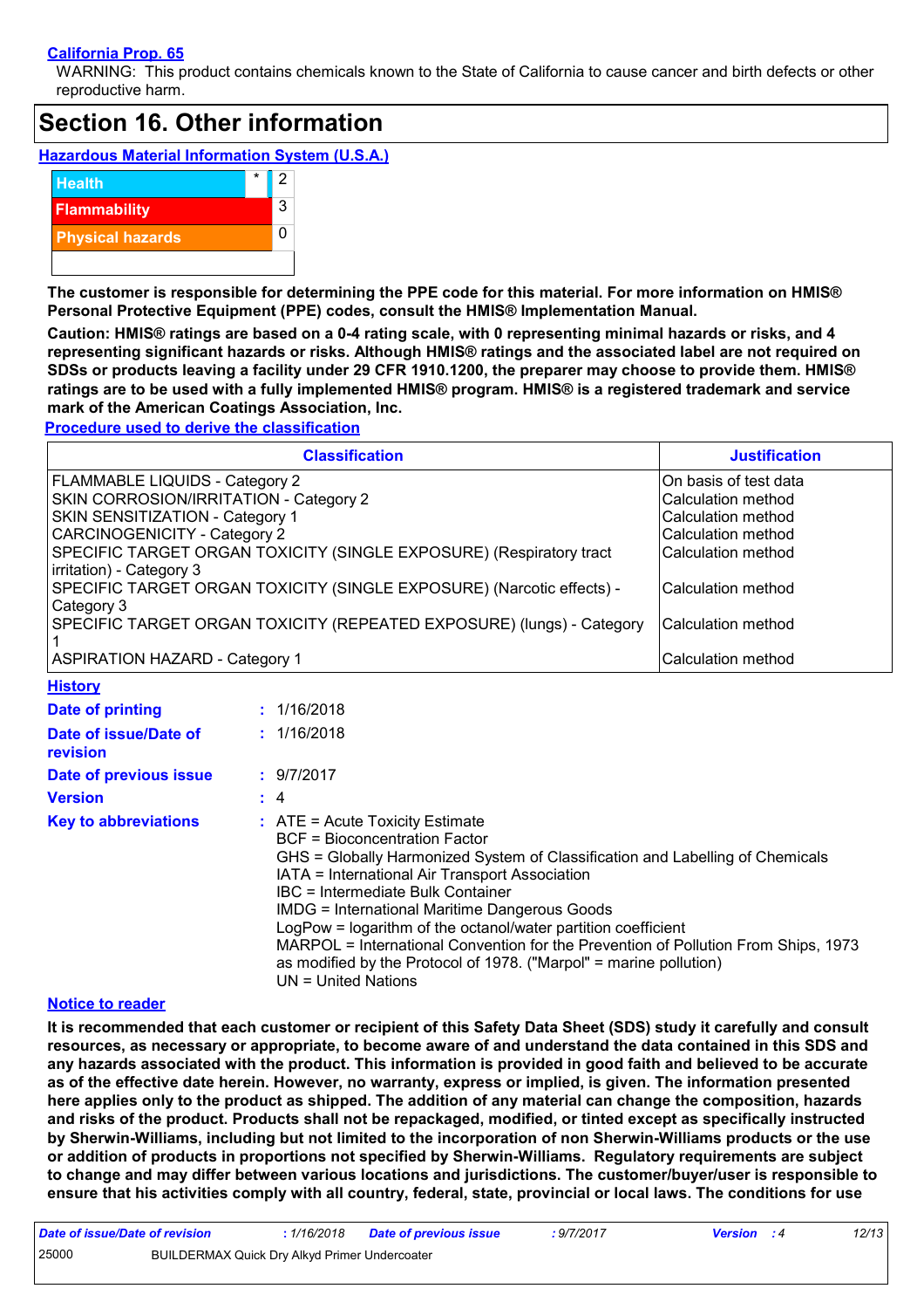**California Prop. 65**

WARNING: This product contains chemicals known to the State of California to cause cancer and birth defects or other reproductive harm.

# Section 16. Other information

**Hazardous Material Information System (U.S.A.)**

| | | |
|---|---|---|
| Health | * | 2 |
| Flammability | | 3 |
| Physical hazards | | 0 |

**The customer is responsible for determining the PPE code for this material. For more information on HMIS® Personal Protective Equipment (PPE) codes, consult the HMIS® Implementation Manual.**

**Caution: HMIS® ratings are based on a 0-4 rating scale, with 0 representing minimal hazards or risks, and 4 representing significant hazards or risks. Although HMIS® ratings and the associated label are not required on SDSs or products leaving a facility under 29 CFR 1910.1200, the preparer may choose to provide them. HMIS® ratings are to be used with a fully implemented HMIS® program. HMIS® is a registered trademark and service mark of the American Coatings Association, Inc.**

**Procedure used to derive the classification**

| Classification | Justification |
|---|---|
| FLAMMABLE LIQUIDS - Category 2 | On basis of test data |
| SKIN CORROSION/IRRITATION - Category 2 | Calculation method |
| SKIN SENSITIZATION - Category 1 | Calculation method |
| CARCINOGENICITY - Category 2 | Calculation method |
| SPECIFIC TARGET ORGAN TOXICITY (SINGLE EXPOSURE) (Respiratory tract irritation) - Category 3 | Calculation method |
| SPECIFIC TARGET ORGAN TOXICITY (SINGLE EXPOSURE) (Narcotic effects) - Category 3 | Calculation method |
| SPECIFIC TARGET ORGAN TOXICITY (REPEATED EXPOSURE) (lungs) - Category 1 | Calculation method |
| ASPIRATION HAZARD - Category 1 | Calculation method |

**History**

**Date of printing** : 1/16/2018

**Date of issue/Date of revision** : 1/16/2018

**Date of previous issue** : 9/7/2017

**Version** : 4

**Key to abbreviations** :
ATE = Acute Toxicity Estimate
BCF = Bioconcentration Factor
GHS = Globally Harmonized System of Classification and Labelling of Chemicals
IATA = International Air Transport Association
IBC = Intermediate Bulk Container
IMDG = International Maritime Dangerous Goods
LogPow = logarithm of the octanol/water partition coefficient
MARPOL = International Convention for the Prevention of Pollution From Ships, 1973 as modified by the Protocol of 1978. ("Marpol" = marine pollution)
UN = United Nations

**Notice to reader**

**It is recommended that each customer or recipient of this Safety Data Sheet (SDS) study it carefully and consult resources, as necessary or appropriate, to become aware of and understand the data contained in this SDS and any hazards associated with the product. This information is provided in good faith and believed to be accurate as of the effective date herein. However, no warranty, express or implied, is given. The information presented here applies only to the product as shipped. The addition of any material can change the composition, hazards and risks of the product. Products shall not be repackaged, modified, or tinted except as specifically instructed by Sherwin-Williams, including but not limited to the incorporation of non Sherwin-Williams products or the use or addition of products in proportions not specified by Sherwin-Williams. Regulatory requirements are subject to change and may differ between various locations and jurisdictions. The customer/buyer/user is responsible to ensure that his activities comply with all country, federal, state, provincial or local laws. The conditions for use**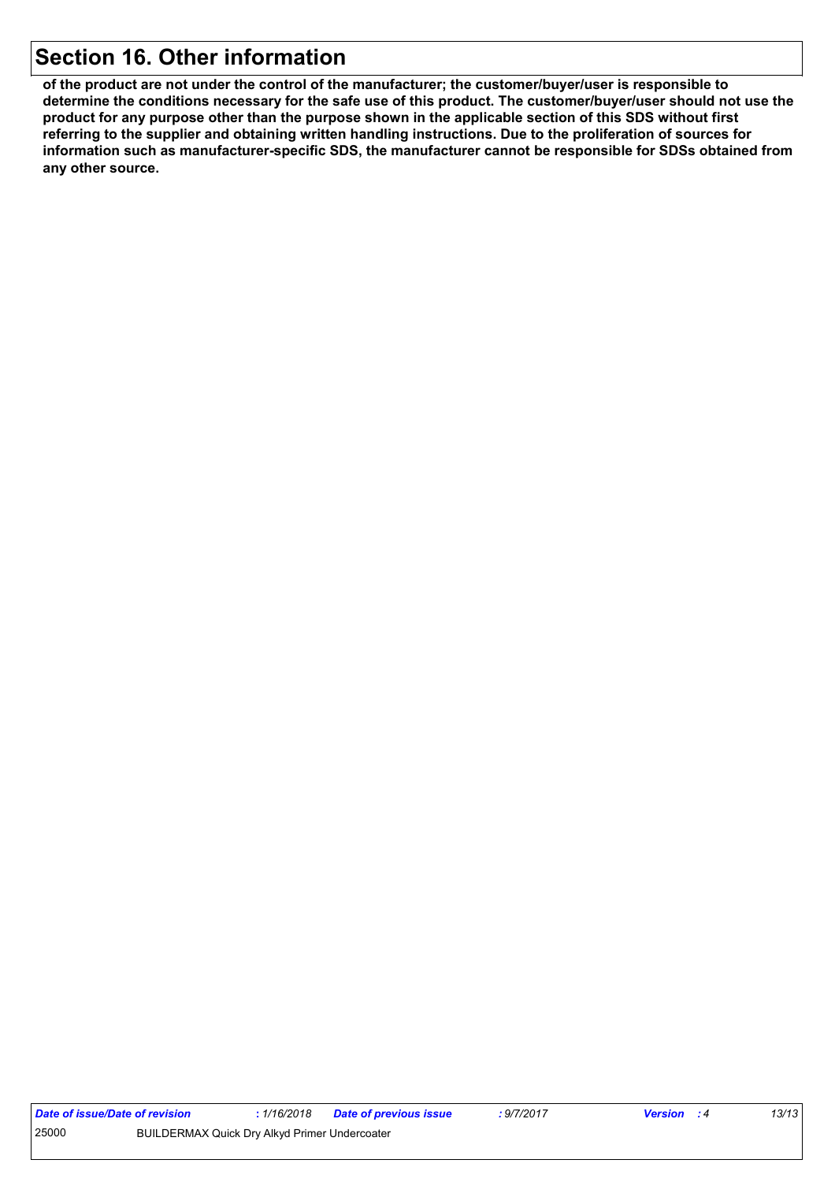# Section 16. Other information

**of the product are not under the control of the manufacturer; the customer/buyer/user is responsible to determine the conditions necessary for the safe use of this product. The customer/buyer/user should not use the product for any purpose other than the purpose shown in the applicable section of this SDS without first referring to the supplier and obtaining written handling instructions. Due to the proliferation of sources for information such as manufacturer-specific SDS, the manufacturer cannot be responsible for SDSs obtained from any other source.**